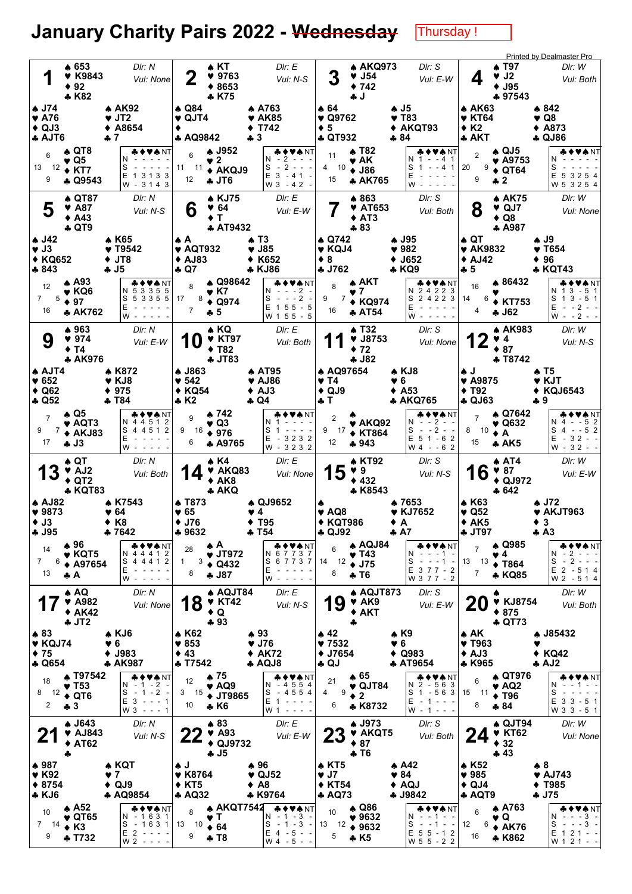# January Charity Pairs 2022 - ~~Wednesday~~ Thursday !

## Board 1
Dlr: N, Vul: None

- **North:** ♠ 653 ♥ K9843 ♦ 92 ♣ K82
- **West:** ♠ J74 ♥ A76 ♦ QJ3 ♣ AJT6
- **East:** ♠ AK92 ♥ JT2 ♦ A8654 ♣ 7
- **South:** ♠ QT8 ♥ Q5 ♦ KT7 ♣ Q9543

HCP: N 6, W 13, E 12, S 9

| | ♣ | ♦ | ♥ | ♠ | NT |
|---|---|---|---|---|---|
| N | - | - | - | - | - |
| S | - | - | - | - | - |
| E | 1 | 3 | 1 | 3 | 3 |
| W | - | 3 | 1 | 4 | 3 |

## Board 2
Dlr: E, Vul: N-S

- **North:** ♠ KT ♥ 9763 ♦ 8653 ♣ K75
- **West:** ♠ Q84 ♥ QJT4 ♦ — ♣ AQ9842
- **East:** ♠ A763 ♥ AK85 ♦ T742 ♣ 3
- **South:** ♠ J952 ♥ 2 ♦ AKQJ9 ♣ JT6

HCP: N 6, W 11, E 11, S 12

| | ♣ | ♦ | ♥ | ♠ | NT |
|---|---|---|---|---|---|
| N | - | 2 | - | - | - |
| S | - | 2 | - | - | - |
| E | 3 | - | 4 | 1 | - |
| W | 3 | - | 4 | 2 | - |

## Board 3
Dlr: S, Vul: E-W

- **North:** ♠ AKQ973 ♥ J54 ♦ 742 ♣ J
- **West:** ♠ 64 ♥ Q9762 ♦ 5 ♣ QT932
- **East:** ♠ J5 ♥ T83 ♦ AKQT93 ♣ 84
- **South:** ♠ T82 ♥ AK ♦ J86 ♣ AK765

HCP: N 11, W 4, E 10, S 15

| | ♣ | ♦ | ♥ | ♠ | NT |
|---|---|---|---|---|---|
| N | 1 | - | - | 4 | 1 |
| S | 1 | - | - | 4 | 1 |
| E | - | - | - | - | - |
| W | - | - | - | - | - |

## Board 4
Dlr: W, Vul: Both

- **North:** ♠ T97 ♥ J2 ♦ J95 ♣ 97543
- **West:** ♠ AK63 ♥ KT64 ♦ K2 ♣ AKT
- **East:** ♠ 842 ♥ Q8 ♦ A873 ♣ QJ86
- **South:** ♠ QJ5 ♥ A9753 ♦ QT64 ♣ 2

HCP: N 2, W 20, E 9, S 9

| | ♣ | ♦ | ♥ | ♠ | NT |
|---|---|---|---|---|---|
| N | - | - | - | - | - |
| S | - | - | - | - | - |
| E | 5 | 3 | 2 | 5 | 4 |
| W | 5 | 3 | 2 | 5 | 4 |

## Board 5
Dlr: N, Vul: N-S

- **North:** ♠ QT87 ♥ A87 ♦ A43 ♣ QT9
- **West:** ♠ J42 ♥ J3 ♦ KQ652 ♣ 843
- **East:** ♠ K65 ♥ T9542 ♦ JT8 ♣ J5
- **South:** ♠ A93 ♥ KQ6 ♦ 97 ♣ AK762

HCP: N 12, W 7, E 5, S 16

| | ♣ | ♦ | ♥ | ♠ | NT |
|---|---|---|---|---|---|
| N | 5 | 3 | 3 | 5 | 5 |
| S | 5 | 3 | 3 | 5 | 5 |
| E | - | - | - | - | - |
| W | - | - | - | - | - |

## Board 6
Dlr: E, Vul: E-W

- **North:** ♠ KJ75 ♥ 64 ♦ T ♣ AT9432
- **West:** ♠ A ♥ AQT932 ♦ AJ83 ♣ Q7
- **East:** ♠ T3 ♥ J85 ♦ K652 ♣ KJ86
- **South:** ♠ Q98642 ♥ K7 ♦ Q974 ♣ 5

HCP: N 8, W 17, E 8, S 7

| | ♣ | ♦ | ♥ | ♠ | NT |
|---|---|---|---|---|---|
| N | - | - | - | 2 | - |
| S | - | - | - | 2 | - |
| E | 1 | 5 | 5 | - | 5 |
| W | 1 | 5 | 5 | - | 5 |

## Board 7
Dlr: S, Vul: Both

- **North:** ♠ 863 ♥ AT653 ♦ AT3 ♣ 83
- **West:** ♠ Q742 ♥ KQJ4 ♦ 8 ♣ J762
- **East:** ♠ J95 ♥ 982 ♦ J652 ♣ KQ9
- **South:** ♠ AKT ♥ 7 ♦ KQ974 ♣ AT54

HCP: N 8, W 9, E 7, S 16

| | ♣ | ♦ | ♥ | ♠ | NT |
|---|---|---|---|---|---|
| N | 2 | 4 | 2 | 2 | 3 |
| S | 2 | 4 | 2 | 2 | 3 |
| E | - | - | - | - | - |
| W | - | - | - | - | - |

## Board 8
Dlr: W, Vul: None

- **North:** ♠ AK75 ♥ QJ7 ♦ Q8 ♣ A987
- **West:** ♠ QT ♥ AK9832 ♦ AJ42 ♣ 5
- **East:** ♠ J9 ♥ T654 ♦ 96 ♣ KQT43
- **South:** ♠ 86432 ♥ — ♦ KT753 ♣ J62

HCP: N 16, W 14, E 6, S 4

| | ♣ | ♦ | ♥ | ♠ | NT |
|---|---|---|---|---|---|
| N | 1 | 3 | - | 5 | 1 |
| S | 1 | 3 | - | 5 | 1 |
| E | - | - | 2 | - | - |
| W | - | - | 2 | - | - |

## Board 9
Dlr: N, Vul: E-W

- **North:** ♠ 963 ♥ 974 ♦ T4 ♣ AK976
- **West:** ♠ AJT4 ♥ 652 ♦ Q62 ♣ Q52
- **East:** ♠ K872 ♥ KJ8 ♦ 975 ♣ T84
- **South:** ♠ Q5 ♥ AQT3 ♦ AKJ83 ♣ J3

HCP: N 7, W 9, E 7, S 17

| | ♣ | ♦ | ♥ | ♠ | NT |
|---|---|---|---|---|---|
| N | 4 | 4 | 5 | 1 | 2 |
| S | 4 | 4 | 5 | 1 | 2 |
| E | - | - | - | - | - |
| W | - | - | - | - | - |

## Board 10
Dlr: E, Vul: Both

- **North:** ♠ KQ ♥ KT97 ♦ T82 ♣ JT83
- **West:** ♠ J863 ♥ 542 ♦ KQ54 ♣ K2
- **East:** ♠ AT95 ♥ AJ86 ♦ AJ3 ♣ Q4
- **South:** ♠ 742 ♥ Q3 ♦ 976 ♣ A9765

HCP: N 9, W 9, E 16, S 6

| | ♣ | ♦ | ♥ | ♠ | NT |
|---|---|---|---|---|---|
| N | 1 | - | - | - | - |
| S | 1 | - | - | - | - |
| E | - | 3 | 2 | 3 | 2 |
| W | - | 3 | 2 | 3 | 2 |

## Board 11
Dlr: S, Vul: None

- **North:** ♠ T32 ♥ J8753 ♦ 72 ♣ J82
- **West:** ♠ AQ97654 ♥ T4 ♦ QJ9 ♣ T
- **East:** ♠ KJ8 ♥ 6 ♦ A53 ♣ AKQ765
- **South:** ♠ — ♥ AKQ92 ♦ KT864 ♣ 943

HCP: N 2, W 9, E 17, S 12

| | ♣ | ♦ | ♥ | ♠ | NT |
|---|---|---|---|---|---|
| N | - | - | 2 | - | - |
| S | - | - | 2 | - | - |
| E | 5 | 1 | - | 6 | 2 |
| W | 4 | - | - | 6 | 2 |

## Board 12
Dlr: W, Vul: N-S

- **North:** ♠ AK983 ♥ 4 ♦ 87 ♣ T8742
- **West:** ♠ J ♥ A9875 ♦ T92 ♣ QJ63
- **East:** ♠ T5 ♥ KJT ♦ KQJ6543 ♣ 9
- **South:** ♠ Q7642 ♥ Q632 ♦ A ♣ AK5

HCP: N 7, W 8, E 10, S 15

| | ♣ | ♦ | ♥ | ♠ | NT |
|---|---|---|---|---|---|
| N | 4 | - | - | 5 | 2 |
| S | 4 | - | - | 5 | 2 |
| E | - | 3 | 2 | - | - |
| W | - | 3 | 2 | - | - |

## Board 13
Dlr: N, Vul: Both

- **North:** ♠ QT ♥ AJ2 ♦ QT2 ♣ KQT83
- **West:** ♠ AJ82 ♥ 9873 ♦ J3 ♣ J95
- **East:** ♠ K7543 ♥ 64 ♦ K8 ♣ 7642
- **South:** ♠ 96 ♥ KQT5 ♦ A97654 ♣ A

HCP: N 14, W 7, E 6, S 13

| | ♣ | ♦ | ♥ | ♠ | NT |
|---|---|---|---|---|---|
| N | 4 | 4 | 4 | 1 | 2 |
| S | 4 | 4 | 4 | 1 | 2 |
| E | - | - | - | - | - |
| W | - | - | - | - | - |

## Board 14
Dlr: E, Vul: None

- **North:** ♠ K4 ♥ AKQ83 ♦ AK8 ♣ AKQ
- **West:** ♠ T873 ♥ 65 ♦ J76 ♣ 9632
- **East:** ♠ QJ9652 ♥ 4 ♦ T95 ♣ T54
- **South:** ♠ A ♥ JT972 ♦ Q432 ♣ J87

HCP: N 28, W 1, E 3, S 8

| | ♣ | ♦ | ♥ | ♠ | NT |
|---|---|---|---|---|---|
| N | 6 | 7 | 7 | 3 | 7 |
| S | 6 | 7 | 7 | 3 | 7 |
| E | - | - | - | - | - |
| W | - | - | - | - | - |

## Board 15
Dlr: S, Vul: N-S

- **North:** ♠ KT92 ♥ 9 ♦ 432 ♣ K8543
- **West:** ♠ — ♥ AQ8 ♦ KQT986 ♣ QJ92
- **East:** ♠ 7653 ♥ KJ7652 ♦ A ♣ A7
- **South:** ♠ AQJ84 ♥ T43 ♦ J75 ♣ T6

HCP: N 6, W 14, E 12, S 8

| | ♣ | ♦ | ♥ | ♠ | NT |
|---|---|---|---|---|---|
| N | - | - | - | 1 | - |
| S | - | - | - | 1 | - |
| E | 3 | 7 | 7 | - | 2 |
| W | 3 | 7 | 7 | - | 2 |

## Board 16
Dlr: W, Vul: E-W

- **North:** ♠ AT4 ♥ 87 ♦ QJ972 ♣ 642
- **West:** ♠ K63 ♥ Q52 ♦ AK5 ♣ JT97
- **East:** ♠ J72 ♥ AKJT963 ♦ 3 ♣ A3
- **South:** ♠ Q985 ♥ 4 ♦ T864 ♣ KQ85

HCP: N 7, W 13, E 13, S 7

| | ♣ | ♦ | ♥ | ♠ | NT |
|---|---|---|---|---|---|
| N | - | 2 | - | - | - |
| S | - | 2 | - | - | - |
| E | 2 | - | 5 | 1 | 4 |
| W | 2 | - | 5 | 1 | 4 |

## Board 17
Dlr: N, Vul: None

- **North:** ♠ AQ ♥ A982 ♦ AK42 ♣ JT2
- **West:** ♠ 83 ♥ KQJ74 ♦ 75 ♣ Q654
- **East:** ♠ KJ6 ♥ 6 ♦ J983 ♣ AK987
- **South:** ♠ T97542 ♥ T53 ♦ QT6 ♣ 3

HCP: N 18, W 8, E 12, S 2

| | ♣ | ♦ | ♥ | ♠ | NT |
|---|---|---|---|---|---|
| N | - | 1 | - | 2 | - |
| S | - | 1 | - | 2 | - |
| E | 3 | - | - | - | 1 |
| W | 3 | - | - | - | 1 |

## Board 18
Dlr: E, Vul: N-S

- **North:** ♠ AQJT84 ♥ KT42 ♦ Q ♣ 93
- **West:** ♠ K62 ♥ 853 ♦ 43 ♣ T7542
- **East:** ♠ 93 ♥ J76 ♦ AK72 ♣ AQJ8
- **South:** ♠ 75 ♥ AQ9 ♦ JT9865 ♣ K6

HCP: N 12, W 3, E 15, S 10

| | ♣ | ♦ | ♥ | ♠ | NT |
|---|---|---|---|---|---|
| N | - | 4 | 5 | 5 | 4 |
| S | - | 4 | 5 | 5 | 4 |
| E | 1 | - | - | - | - |
| W | 1 | - | - | - | - |

## Board 19
Dlr: S, Vul: E-W

- **North:** ♠ AQJT873 ♥ AK9 ♦ AKT ♣ —
- **West:** ♠ 42 ♥ 7532 ♦ J7654 ♣ QJ
- **East:** ♠ K9 ♥ 6 ♦ Q983 ♣ AT9654
- **South:** ♠ 65 ♥ QJT84 ♦ 2 ♣ K8732

HCP: N 21, W 4, E 9, S 6

| | ♣ | ♦ | ♥ | ♠ | NT |
|---|---|---|---|---|---|
| N | 2 | - | 5 | 6 | 3 |
| S | 1 | - | 5 | 6 | 3 |
| E | - | 1 | - | - | - |
| W | - | 1 | - | - | - |

## Board 20
Dlr: W, Vul: Both

- **North:** ♠ — ♥ KJ8754 ♦ 875 ♣ QT73
- **West:** ♠ AK ♥ T963 ♦ AJ3 ♣ K965
- **East:** ♠ J85432 ♥ — ♦ KQ42 ♣ AJ2
- **South:** ♠ QT976 ♥ AQ2 ♦ T96 ♣ 84

HCP: N 6, W 15, E 11, S 8

| | ♣ | ♦ | ♥ | ♠ | NT |
|---|---|---|---|---|---|
| N | - | - | - | 1 | - |
| S | - | - | - | - | - |
| E | 3 | 3 | - | 5 | 1 |
| W | 3 | 3 | - | 5 | 1 |

## Board 21
Dlr: N, Vul: N-S

- **North:** ♠ J643 ♥ AJ843 ♦ AT62 ♣ —
- **West:** ♠ 987 ♥ K92 ♦ 8754 ♣ KJ6
- **East:** ♠ KQT ♥ 7 ♦ QJ9 ♣ AQ9854
- **South:** ♠ A52 ♥ QT65 ♦ K3 ♣ T732

HCP: N 10, W 7, E 14, S 9

| | ♣ | ♦ | ♥ | ♠ | NT |
|---|---|---|---|---|---|
| N | - | 1 | 6 | 3 | 1 |
| S | - | 1 | 6 | 3 | 1 |
| E | 2 | - | - | - | - |
| W | 2 | - | - | - | - |

## Board 22
Dlr: E, Vul: E-W

- **North:** ♠ 83 ♥ A93 ♦ QJ9732 ♣ J5
- **West:** ♠ J ♥ K8764 ♦ KT5 ♣ AQ32
- **East:** ♠ 96 ♥ QJ52 ♦ A8 ♣ K9764
- **South:** ♠ AKQT7542 ♥ T ♦ 64 ♣ T8

HCP: N 8, W 13, E 10, S 9

| | ♣ | ♦ | ♥ | ♠ | NT |
|---|---|---|---|---|---|
| N | - | 1 | - | 3 | - |
| S | - | 1 | - | 3 | - |
| E | 4 | - | 5 | - | - |
| W | 4 | - | 5 | - | - |

## Board 23
Dlr: S, Vul: Both

- **North:** ♠ J973 ♥ AKQT5 ♦ 87 ♣ T6
- **West:** ♠ KT5 ♥ J7 ♦ KT54 ♣ AQ73
- **East:** ♠ A42 ♥ 84 ♦ AQJ ♣ J9842
- **South:** ♠ Q86 ♥ 9632 ♦ 9632 ♣ K5

HCP: N 10, W 13, E 12, S 5

| | ♣ | ♦ | ♥ | ♠ | NT |
|---|---|---|---|---|---|
| N | - | - | 1 | - | - |
| S | - | - | 1 | - | - |
| E | 5 | 5 | - | 1 | 2 |
| W | 5 | 5 | - | 2 | 2 |

## Board 24
Dlr: W, Vul: None

- **North:** ♠ QJT94 ♥ KT62 ♦ 32 ♣ 43
- **West:** ♠ K52 ♥ 985 ♦ QJ4 ♣ AQT9
- **East:** ♠ 8 ♥ AJ743 ♦ T985 ♣ J75
- **South:** ♠ A763 ♥ Q ♦ AK76 ♣ K862

HCP: N 6, W 12, E 6, S 16

| | ♣ | ♦ | ♥ | ♠ | NT |
|---|---|---|---|---|---|
| N | - | - | - | 3 | - |
| S | - | - | - | 3 | - |
| E | 1 | 2 | 1 | - | - |
| W | 1 | 2 | 1 | - | - |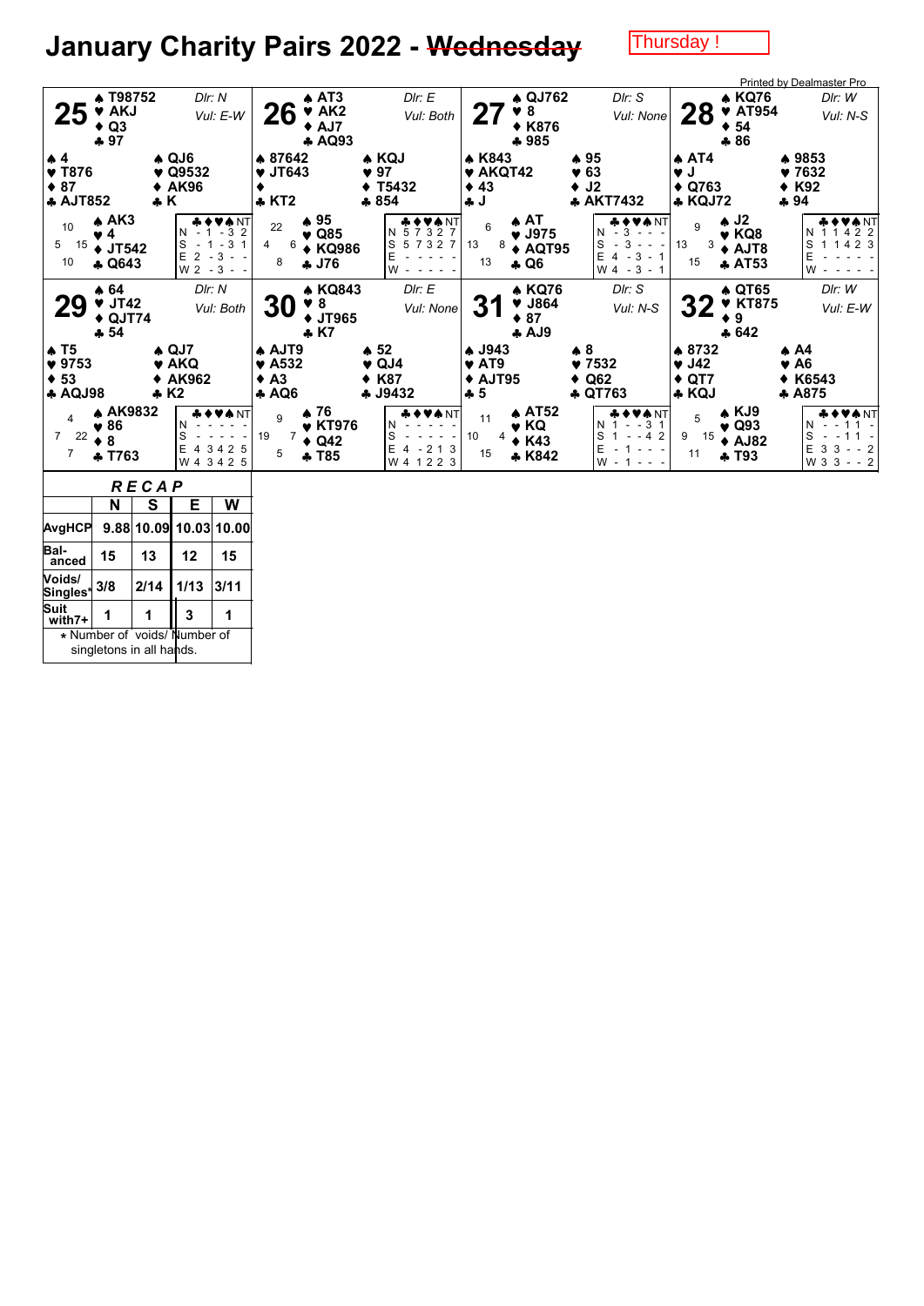# January Charity Pairs 2022 - ~~Wednesday~~ Thursday !

Printed by Dealmaster Pro

## Board 25

Dlr: N
Vul: E-W

North: ♠ T98752 ♥ AKJ ♦ Q3 ♣ 97

West: ♠ 4 ♥ T876 ♦ 87 ♣ AJT852

East: ♠ QJ6 ♥ Q9532 ♦ AK96 ♣ K

South: ♠ AK3 ♥ 4 ♦ JT542 ♣ Q643

HCP: N 10, W 5, E 15, S 10

| | ♣ | ♦ | ♥ | ♠ | NT |
|---|---|---|---|---|---|
| N | - | 1 | - | 3 | 2 |
| S | - | 1 | - | 3 | 1 |
| E | 2 | - | 3 | - | - |
| W | 2 | - | 3 | - | - |

## Board 26

Dlr: E
Vul: Both

North: ♠ AT3 ♥ AK2 ♦ AJ7 ♣ AQ93

West: ♠ 87642 ♥ JT643 ♦ ♣ KT2

East: ♠ KQJ ♥ 97 ♦ T5432 ♣ 854

South: ♠ 95 ♥ Q85 ♦ KQ986 ♣ J76

HCP: N 22, W 4, E 6, S 8

| | ♣ | ♦ | ♥ | ♠ | NT |
|---|---|---|---|---|---|
| N | 5 | 7 | 3 | 2 | 7 |
| S | 5 | 7 | 3 | 2 | 7 |
| E | - | - | - | - | - |
| W | - | - | - | - | - |

## Board 27

Dlr: S
Vul: None

North: ♠ QJ762 ♥ 8 ♦ K876 ♣ 985

West: ♠ K843 ♥ AKQT42 ♦ 43 ♣ J

East: ♠ 95 ♥ 63 ♦ J2 ♣ AKT7432

South: ♠ AT ♥ J975 ♦ AQT95 ♣ Q6

HCP: N 6, W 13, E 8, S 13

| | ♣ | ♦ | ♥ | ♠ | NT |
|---|---|---|---|---|---|
| N | - | 3 | - | - | - |
| S | - | 3 | - | - | - |
| E | 4 | - | 3 | - | 1 |
| W | 4 | - | 3 | - | 1 |

## Board 28

Dlr: W
Vul: N-S

North: ♠ KQ76 ♥ AT954 ♦ 54 ♣ 86

West: ♠ AT4 ♥ J ♦ Q763 ♣ KQJ72

East: ♠ 9853 ♥ 7632 ♦ K92 ♣ 94

South: ♠ J2 ♥ KQ8 ♦ AJT8 ♣ AT53

HCP: N 9, W 13, E 3, S 15

| | ♣ | ♦ | ♥ | ♠ | NT |
|---|---|---|---|---|---|
| N | 1 | 1 | 4 | 2 | 2 |
| S | 1 | 1 | 4 | 2 | 3 |
| E | - | - | - | - | - |
| W | - | - | - | - | - |

## Board 29

Dlr: N
Vul: Both

North: ♠ 64 ♥ JT42 ♦ QJT74 ♣ 54

West: ♠ T5 ♥ 9753 ♦ 53 ♣ AQJ98

East: ♠ QJ7 ♥ AKQ ♦ AK962 ♣ K2

South: ♠ AK9832 ♥ 86 ♦ 8 ♣ T763

HCP: N 4, W 7, E 22, S 7

| | ♣ | ♦ | ♥ | ♠ | NT |
|---|---|---|---|---|---|
| N | - | - | - | - | - |
| S | - | - | - | - | - |
| E | 4 | 3 | 4 | 2 | 5 |
| W | 4 | 3 | 4 | 2 | 5 |

## Board 30

Dlr: E
Vul: None

North: ♠ KQ843 ♥ 8 ♦ JT965 ♣ K7

West: ♠ AJT9 ♥ A532 ♦ A3 ♣ AQ6

East: ♠ 52 ♥ QJ4 ♦ K87 ♣ J9432

South: ♠ 76 ♥ KT976 ♦ Q42 ♣ T85

HCP: N 9, W 19, E 7, S 5

| | ♣ | ♦ | ♥ | ♠ | NT |
|---|---|---|---|---|---|
| N | - | - | - | - | - |
| S | - | - | - | - | - |
| E | 4 | - | 2 | 1 | 3 |
| W | 4 | 1 | 2 | 2 | 3 |

## Board 31

Dlr: S
Vul: N-S

North: ♠ KQ76 ♥ J864 ♦ 87 ♣ AJ9

West: ♠ J943 ♥ AT9 ♦ AJT95 ♣ 5

East: ♠ 8 ♥ 7532 ♦ Q62 ♣ QT763

South: ♠ AT52 ♥ KQ ♦ K43 ♣ K842

HCP: N 11, W 10, E 4, S 15

| | ♣ | ♦ | ♥ | ♠ | NT |
|---|---|---|---|---|---|
| N | 1 | - | - | 3 | 1 |
| S | 1 | - | - | 4 | 2 |
| E | - | 1 | - | - | - |
| W | - | 1 | - | - | - |

## Board 32

Dlr: W
Vul: E-W

North: ♠ QT65 ♥ KT875 ♦ 9 ♣ 642

West: ♠ 8732 ♥ J42 ♦ QT7 ♣ KQJ

East: ♠ A4 ♥ A6 ♦ K6543 ♣ A875

South: ♠ KJ9 ♥ Q93 ♦ AJ82 ♣ T93

HCP: N 5, W 9, E 15, S 11

| | ♣ | ♦ | ♥ | ♠ | NT |
|---|---|---|---|---|---|
| N | - | - | 1 | 1 | - |
| S | - | - | 1 | 1 | - |
| E | 3 | 3 | - | - | 2 |
| W | 3 | 3 | - | - | 2 |

## RECAP

| | N | S | E | W |
|---|---|---|---|---|
| AvgHCP | 9.88 | 10.09 | 10.03 | 10.00 |
| Bal-anced | 15 | 13 | 12 | 15 |
| Voids/ Singles* | 3/8 | 2/14 | 1/13 | 3/11 |
| Suit with7+ | 1 | 1 | 3 | 1 |

\* Number of voids/ Number of singletons in all hands.